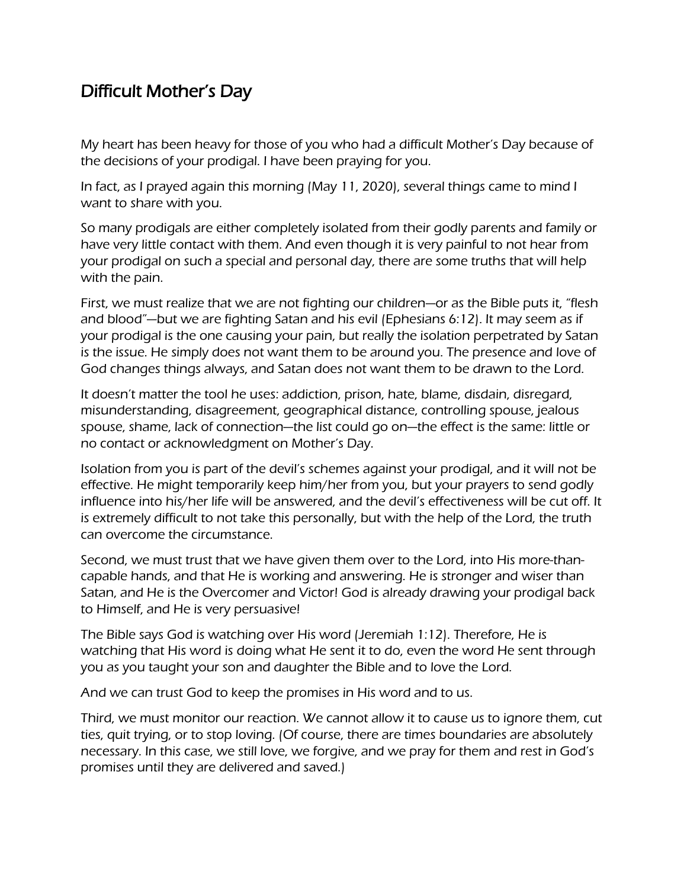# Difficult Mother's Day

My heart has been heavy for those of you who had a difficult Mother's Day because of the decisions of your prodigal. I have been praying for you.

In fact, as I prayed again this morning (May 11, 2020), several things came to mind I want to share with you.

So many prodigals are either completely isolated from their godly parents and family or have very little contact with them. And even though it is very painful to not hear from your prodigal on such a special and personal day, there are some truths that will help with the pain.

First, we must realize that we are not fighting our children—or as the Bible puts it, "flesh and blood"—but we are fighting Satan and his evil (Ephesians 6:12). It may seem as if your prodigal is the one causing your pain, but really the isolation perpetrated by Satan is the issue. He simply does not want them to be around you. The presence and love of God changes things always, and Satan does not want them to be drawn to the Lord.

It doesn't matter the tool he uses: addiction, prison, hate, blame, disdain, disregard, misunderstanding, disagreement, geographical distance, controlling spouse, jealous spouse, shame, lack of connection—the list could go on—the effect is the same: little or no contact or acknowledgment on Mother's Day.

Isolation from you is part of the devil's schemes against your prodigal, and it will not be effective. He might temporarily keep him/her from you, but your prayers to send godly influence into his/her life will be answered, and the devil's effectiveness will be cut off. It is extremely difficult to not take this personally, but with the help of the Lord, the truth can overcome the circumstance.

Second, we must trust that we have given them over to the Lord, into His more-than-capable hands, and that He is working and answering. He is stronger and wiser than Satan, and He is the Overcomer and Victor! God is already drawing your prodigal back to Himself, and He is very persuasive!

The Bible says God is watching over His word (Jeremiah 1:12). Therefore, He is watching that His word is doing what He sent it to do, even the word He sent through you as you taught your son and daughter the Bible and to love the Lord.

And we can trust God to keep the promises in His word and to us.

Third, we must monitor our reaction. We cannot allow it to cause us to ignore them, cut ties, quit trying, or to stop loving. (Of course, there are times boundaries are absolutely necessary. In this case, we still love, we forgive, and we pray for them and rest in God's promises until they are delivered and saved.)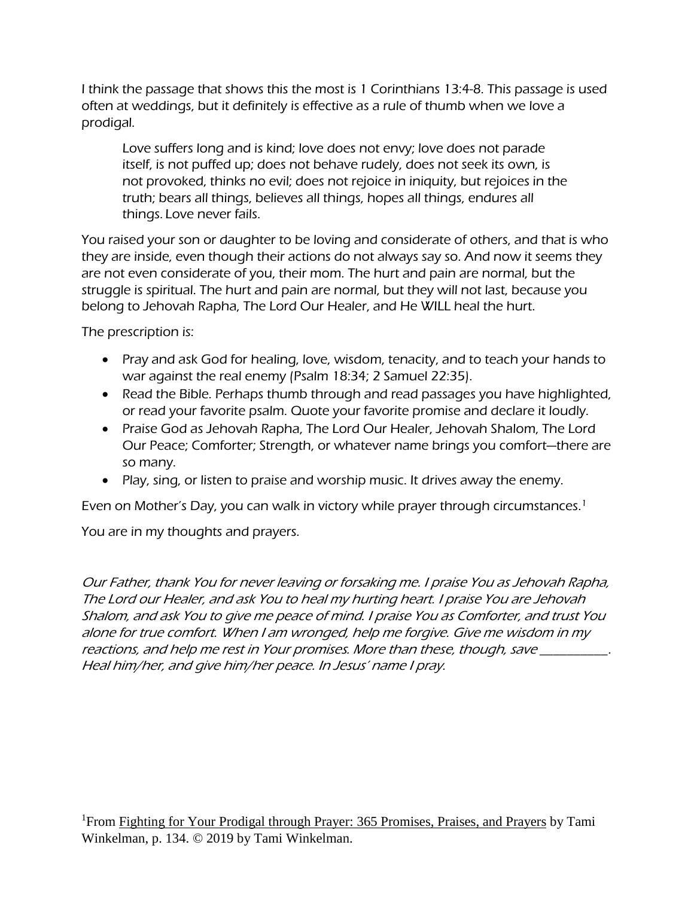I think the passage that shows this the most is 1 Corinthians 13:4-8. This passage is used often at weddings, but it definitely is effective as a rule of thumb when we love a prodigal.

> Love suffers long and is kind; love does not envy; love does not parade itself, is not puffed up; does not behave rudely, does not seek its own, is not provoked, thinks no evil; does not rejoice in iniquity, but rejoices in the truth; bears all things, believes all things, hopes all things, endures all things. Love never fails.

You raised your son or daughter to be loving and considerate of others, and that is who they are inside, even though their actions do not always say so. And now it seems they are not even considerate of you, their mom. The hurt and pain are normal, but the struggle is spiritual. The hurt and pain are normal, but they will not last, because you belong to Jehovah Rapha, The Lord Our Healer, and He WILL heal the hurt.

The prescription is:

- Pray and ask God for healing, love, wisdom, tenacity, and to teach your hands to war against the real enemy (Psalm 18:34; 2 Samuel 22:35).
- Read the Bible. Perhaps thumb through and read passages you have highlighted, or read your favorite psalm. Quote your favorite promise and declare it loudly.
- Praise God as Jehovah Rapha, The Lord Our Healer, Jehovah Shalom, The Lord Our Peace; Comforter; Strength, or whatever name brings you comfort—there are so many.
- Play, sing, or listen to praise and worship music. It drives away the enemy.

Even on Mother's Day, you can walk in victory while prayer through circumstances.[1]

You are in my thoughts and prayers.

*Our Father, thank You for never leaving or forsaking me. I praise You as Jehovah Rapha, The Lord our Healer, and ask You to heal my hurting heart. I praise You are Jehovah Shalom, and ask You to give me peace of mind. I praise You as Comforter, and trust You alone for true comfort. When I am wronged, help me forgive. Give me wisdom in my reactions, and help me rest in Your promises. More than these, though, save \_\_\_\_\_\_\_\_\_\_. Heal him/her, and give him/her peace. In Jesus' name I pray.*

[1]From Fighting for Your Prodigal through Prayer: 365 Promises, Praises, and Prayers by Tami Winkelman, p. 134. © 2019 by Tami Winkelman.